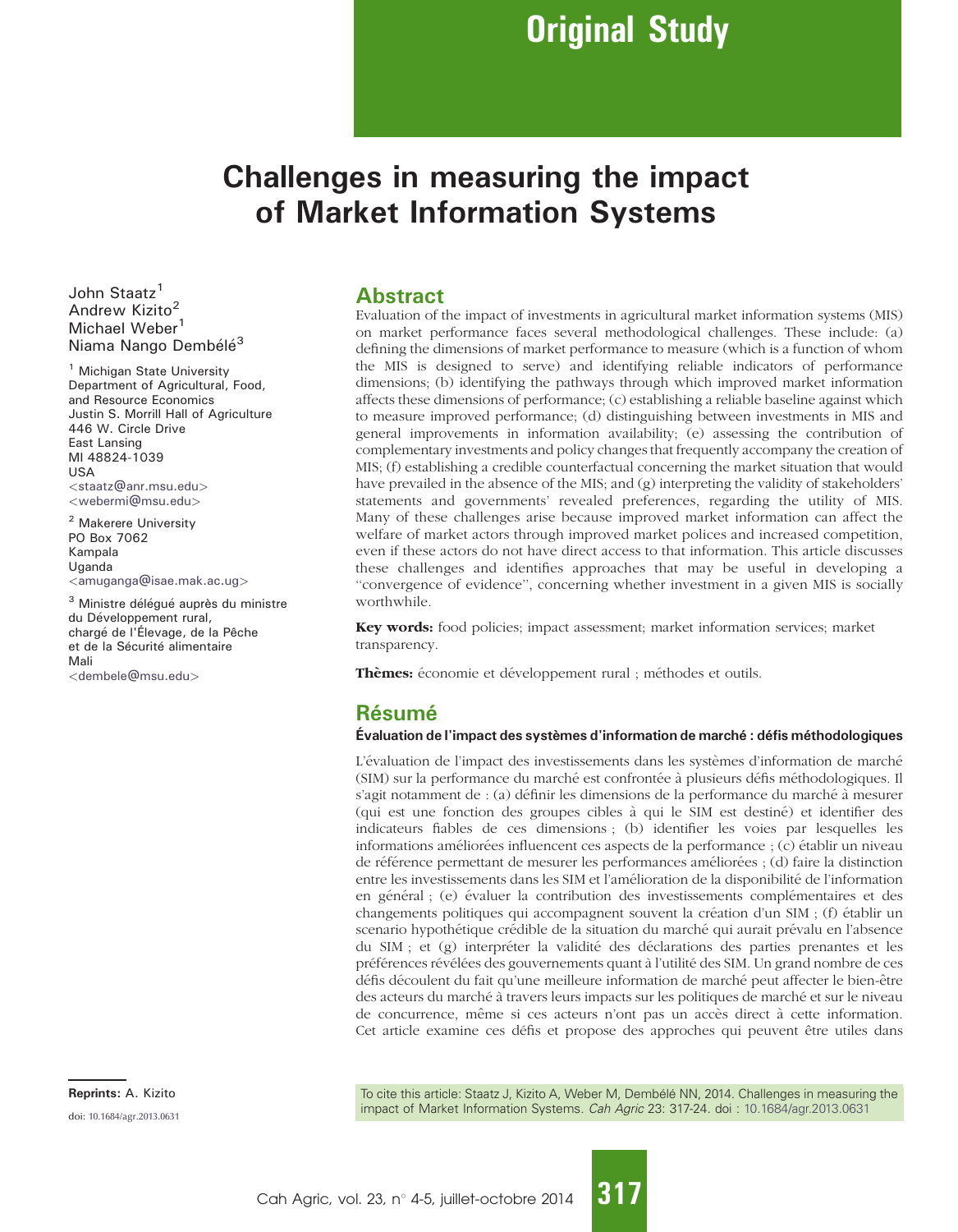Original Study

# Challenges in measuring the impact of Market Information Systems

John Staatz[1]
Andrew Kizito[2]
Michael Weber[1]
Niama Nango Dembélé[3]

[1] Michigan State University
Department of Agricultural, Food, and Resource Economics
Justin S. Morrill Hall of Agriculture
446 W. Circle Drive
East Lansing
MI 48824-1039
USA
<staatz@anr.msu.edu>
<webermi@msu.edu>

[2] Makerere University
PO Box 7062
Kampala
Uganda
<amuganga@isae.mak.ac.ug>

[3] Ministre délégué auprès du ministre du Développement rural, chargé de l'Élevage, de la Pêche et de la Sécurité alimentaire
Mali
<dembele@msu.edu>

## Abstract

Evaluation of the impact of investments in agricultural market information systems (MIS) on market performance faces several methodological challenges. These include: (a) defining the dimensions of market performance to measure (which is a function of whom the MIS is designed to serve) and identifying reliable indicators of performance dimensions; (b) identifying the pathways through which improved market information affects these dimensions of performance; (c) establishing a reliable baseline against which to measure improved performance; (d) distinguishing between investments in MIS and general improvements in information availability; (e) assessing the contribution of complementary investments and policy changes that frequently accompany the creation of MIS; (f) establishing a credible counterfactual concerning the market situation that would have prevailed in the absence of the MIS; and (g) interpreting the validity of stakeholders' statements and governments' revealed preferences, regarding the utility of MIS. Many of these challenges arise because improved market information can affect the welfare of market actors through improved market polices and increased competition, even if these actors do not have direct access to that information. This article discusses these challenges and identifies approaches that may be useful in developing a "convergence of evidence", concerning whether investment in a given MIS is socially worthwhile.

**Key words:** food policies; impact assessment; market information services; market transparency.

**Thèmes:** économie et développement rural ; méthodes et outils.

## Résumé

### Évaluation de l'impact des systèmes d'information de marché : défis méthodologiques

L'évaluation de l'impact des investissements dans les systèmes d'information de marché (SIM) sur la performance du marché est confrontée à plusieurs défis méthodologiques. Il s'agit notamment de : (a) définir les dimensions de la performance du marché à mesurer (qui est une fonction des groupes cibles à qui le SIM est destiné) et identifier des indicateurs fiables de ces dimensions ; (b) identifier les voies par lesquelles les informations améliorées influencent ces aspects de la performance ; (c) établir un niveau de référence permettant de mesurer les performances améliorées ; (d) faire la distinction entre les investissements dans les SIM et l'amélioration de la disponibilité de l'information en général ; (e) évaluer la contribution des investissements complémentaires et des changements politiques qui accompagnent souvent la création d'un SIM ; (f) établir un scenario hypothétique crédible de la situation du marché qui aurait prévalu en l'absence du SIM ; et (g) interpréter la validité des déclarations des parties prenantes et les préférences révélées des gouvernements quant à l'utilité des SIM. Un grand nombre de ces défis découlent du fait qu'une meilleure information de marché peut affecter le bien-être des acteurs du marché à travers leurs impacts sur les politiques de marché et sur le niveau de concurrence, même si ces acteurs n'ont pas un accès direct à cette information. Cet article examine ces défis et propose des approches qui peuvent être utiles dans

**Reprints:** A. Kizito

doi: 10.1684/agr.2013.0631

To cite this article: Staatz J, Kizito A, Weber M, Dembélé NN, 2014. Challenges in measuring the impact of Market Information Systems. *Cah Agric* 23: 317-24. doi : 10.1684/agr.2013.0631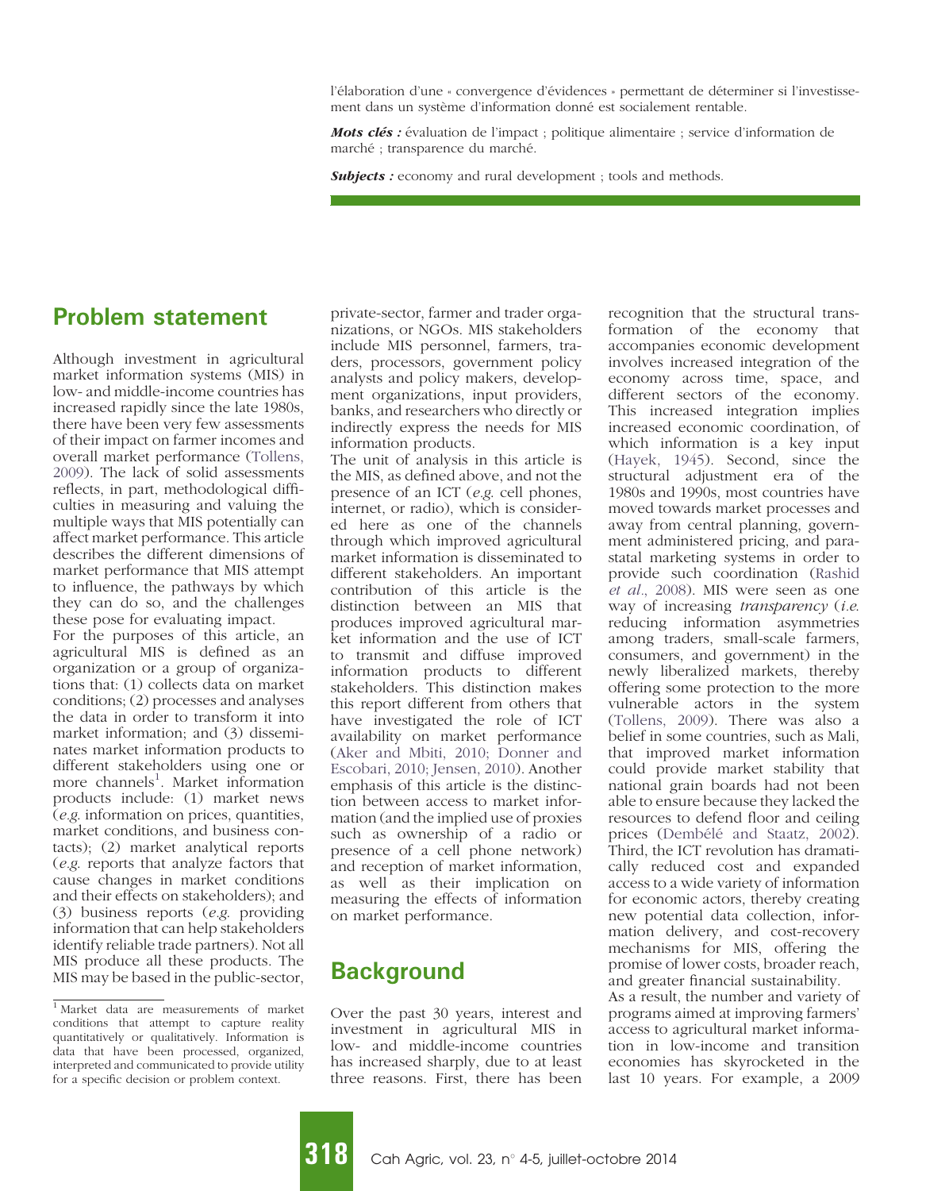l'élaboration d'une « convergence d'évidences » permettant de déterminer si l'investissement dans un système d'information donné est socialement rentable.

***Mots clés :*** évaluation de l'impact ; politique alimentaire ; service d'information de marché ; transparence du marché.

***Subjects :*** economy and rural development ; tools and methods.

## Problem statement

Although investment in agricultural market information systems (MIS) in low- and middle-income countries has increased rapidly since the late 1980s, there have been very few assessments of their impact on farmer incomes and overall market performance (Tollens, 2009). The lack of solid assessments reflects, in part, methodological difficulties in measuring and valuing the multiple ways that MIS potentially can affect market performance. This article describes the different dimensions of market performance that MIS attempt to influence, the pathways by which they can do so, and the challenges these pose for evaluating impact.

For the purposes of this article, an agricultural MIS is defined as an organization or a group of organizations that: (1) collects data on market conditions; (2) processes and analyses the data in order to transform it into market information; and (3) disseminates market information products to different stakeholders using one or more channels[1]. Market information products include: (1) market news (*e.g.* information on prices, quantities, market conditions, and business contacts); (2) market analytical reports (*e.g.* reports that analyze factors that cause changes in market conditions and their effects on stakeholders); and (3) business reports (*e.g.* providing information that can help stakeholders identify reliable trade partners). Not all MIS produce all these products. The MIS may be based in the public-sector, private-sector, farmer and trader organizations, or NGOs. MIS stakeholders include MIS personnel, farmers, traders, processors, government policy analysts and policy makers, development organizations, input providers, banks, and researchers who directly or indirectly express the needs for MIS information products.

The unit of analysis in this article is the MIS, as defined above, and not the presence of an ICT (*e.g.* cell phones, internet, or radio), which is considered here as one of the channels through which improved agricultural market information is disseminated to different stakeholders. An important contribution of this article is the distinction between an MIS that produces improved agricultural market information and the use of ICT to transmit and diffuse improved information products to different stakeholders. This distinction makes this report different from others that have investigated the role of ICT availability on market performance (Aker and Mbiti, 2010; Donner and Escobari, 2010; Jensen, 2010). Another emphasis of this article is the distinction between access to market information (and the implied use of proxies such as ownership of a radio or presence of a cell phone network) and reception of market information, as well as their implication on measuring the effects of information on market performance.

[1] Market data are measurements of market conditions that attempt to capture reality quantitatively or qualitatively. Information is data that have been processed, organized, interpreted and communicated to provide utility for a specific decision or problem context.

## Background

Over the past 30 years, interest and investment in agricultural MIS in low- and middle-income countries has increased sharply, due to at least three reasons. First, there has been recognition that the structural transformation of the economy that accompanies economic development involves increased integration of the economy across time, space, and different sectors of the economy. This increased integration implies increased economic coordination, of which information is a key input (Hayek, 1945). Second, since the structural adjustment era of the 1980s and 1990s, most countries have moved towards market processes and away from central planning, government administered pricing, and parastatal marketing systems in order to provide such coordination (Rashid *et al*., 2008). MIS were seen as one way of increasing *transparency* (*i.e.* reducing information asymmetries among traders, small-scale farmers, consumers, and government) in the newly liberalized markets, thereby offering some protection to the more vulnerable actors in the system (Tollens, 2009). There was also a belief in some countries, such as Mali, that improved market information could provide market stability that national grain boards had not been able to ensure because they lacked the resources to defend floor and ceiling prices (Dembélé and Staatz, 2002). Third, the ICT revolution has dramatically reduced cost and expanded access to a wide variety of information for economic actors, thereby creating new potential data collection, information delivery, and cost-recovery mechanisms for MIS, offering the promise of lower costs, broader reach, and greater financial sustainability.

As a result, the number and variety of programs aimed at improving farmers' access to agricultural market information in low-income and transition economies has skyrocketed in the last 10 years. For example, a 2009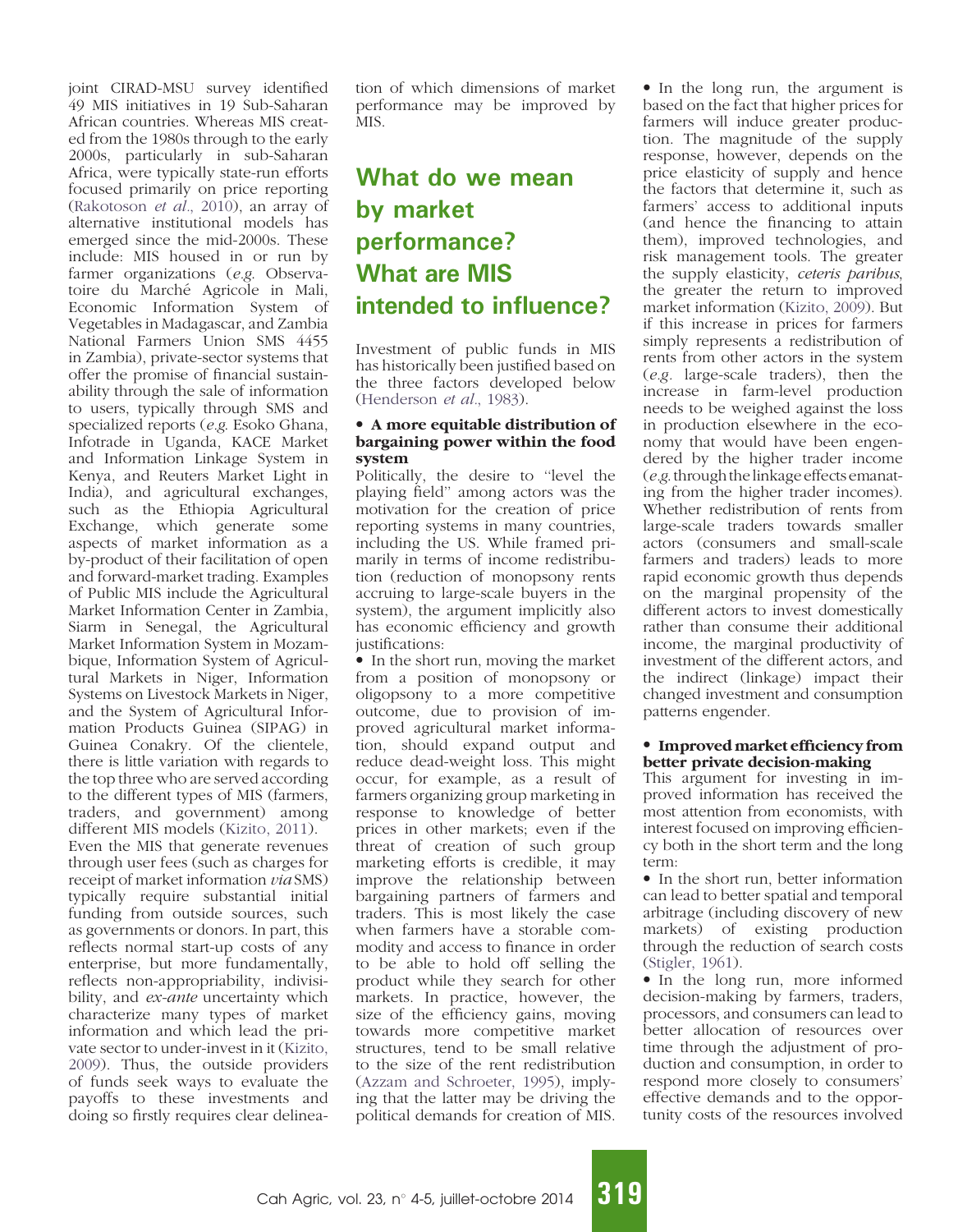joint CIRAD-MSU survey identified 49 MIS initiatives in 19 Sub-Saharan African countries. Whereas MIS created from the 1980s through to the early 2000s, particularly in sub-Saharan Africa, were typically state-run efforts focused primarily on price reporting (Rakotoson *et al*., 2010), an array of alternative institutional models has emerged since the mid-2000s. These include: MIS housed in or run by farmer organizations (*e.g.* Observatoire du Marché Agricole in Mali, Economic Information System of Vegetables in Madagascar, and Zambia National Farmers Union SMS 4455 in Zambia), private-sector systems that offer the promise of financial sustainability through the sale of information to users, typically through SMS and specialized reports (*e.g.* Esoko Ghana, Infotrade in Uganda, KACE Market and Information Linkage System in Kenya, and Reuters Market Light in India), and agricultural exchanges, such as the Ethiopia Agricultural Exchange, which generate some aspects of market information as a by-product of their facilitation of open and forward-market trading. Examples of Public MIS include the Agricultural Market Information Center in Zambia, Siarm in Senegal, the Agricultural Market Information System in Mozambique, Information System of Agricultural Markets in Niger, Information Systems on Livestock Markets in Niger, and the System of Agricultural Information Products Guinea (SIPAG) in Guinea Conakry. Of the clientele, there is little variation with regards to the top three who are served according to the different types of MIS (farmers, traders, and government) among different MIS models (Kizito, 2011).

Even the MIS that generate revenues through user fees (such as charges for receipt of market information *via* SMS) typically require substantial initial funding from outside sources, such as governments or donors. In part, this reflects normal start-up costs of any enterprise, but more fundamentally, reflects non-appropriability, indivisibility, and *ex-ante* uncertainty which characterize many types of market information and which lead the private sector to under-invest in it (Kizito, 2009). Thus, the outside providers of funds seek ways to evaluate the payoffs to these investments and doing so firstly requires clear delineation of which dimensions of market performance may be improved by MIS.

## What do we mean by market performance? What are MIS intended to influence?

Investment of public funds in MIS has historically been justified based on the three factors developed below (Henderson *et al*., 1983).

**• A more equitable distribution of bargaining power within the food system**

Politically, the desire to "level the playing field" among actors was the motivation for the creation of price reporting systems in many countries, including the US. While framed primarily in terms of income redistribution (reduction of monopsony rents accruing to large-scale buyers in the system), the argument implicitly also has economic efficiency and growth justifications:

• In the short run, moving the market from a position of monopsony or oligopsony to a more competitive outcome, due to provision of improved agricultural market information, should expand output and reduce dead-weight loss. This might occur, for example, as a result of farmers organizing group marketing in response to knowledge of better prices in other markets; even if the threat of creation of such group marketing efforts is credible, it may improve the relationship between bargaining partners of farmers and traders. This is most likely the case when farmers have a storable commodity and access to finance in order to be able to hold off selling the product while they search for other markets. In practice, however, the size of the efficiency gains, moving towards more competitive market structures, tend to be small relative to the size of the rent redistribution (Azzam and Schroeter, 1995), implying that the latter may be driving the political demands for creation of MIS.

• In the long run, the argument is based on the fact that higher prices for farmers will induce greater production. The magnitude of the supply response, however, depends on the price elasticity of supply and hence the factors that determine it, such as farmers' access to additional inputs (and hence the financing to attain them), improved technologies, and risk management tools. The greater the supply elasticity, *ceteris paribus*, the greater the return to improved market information (Kizito, 2009). But if this increase in prices for farmers simply represents a redistribution of rents from other actors in the system (*e.g.* large-scale traders), then the increase in farm-level production needs to be weighed against the loss in production elsewhere in the economy that would have been engendered by the higher trader income (*e.g.* through the linkage effects emanating from the higher trader incomes). Whether redistribution of rents from large-scale traders towards smaller actors (consumers and small-scale farmers and traders) leads to more rapid economic growth thus depends on the marginal propensity of the different actors to invest domestically rather than consume their additional income, the marginal productivity of investment of the different actors, and the indirect (linkage) impact their changed investment and consumption patterns engender.

**• Improved market efficiency from better private decision-making**

This argument for investing in improved information has received the most attention from economists, with interest focused on improving efficiency both in the short term and the long term:

• In the short run, better information can lead to better spatial and temporal arbitrage (including discovery of new markets) of existing production through the reduction of search costs (Stigler, 1961).

• In the long run, more informed decision-making by farmers, traders, processors, and consumers can lead to better allocation of resources over time through the adjustment of production and consumption, in order to respond more closely to consumers' effective demands and to the opportunity costs of the resources involved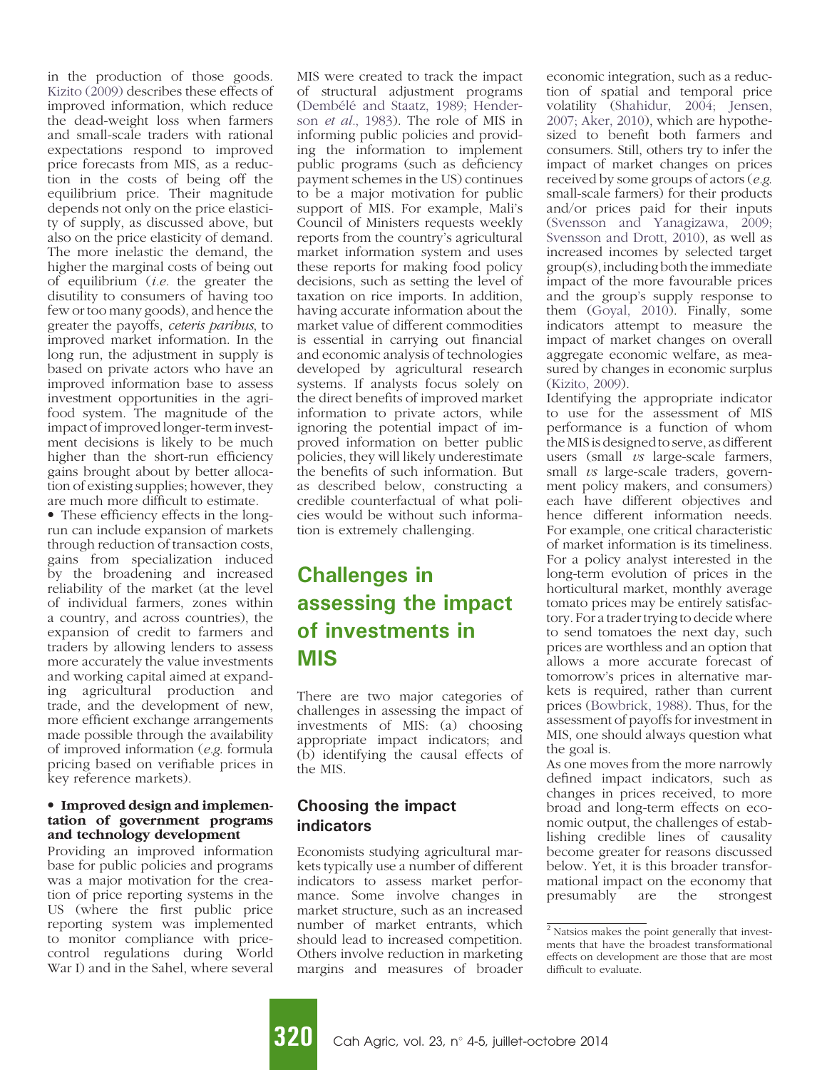in the production of those goods. Kizito (2009) describes these effects of improved information, which reduce the dead-weight loss when farmers and small-scale traders with rational expectations respond to improved price forecasts from MIS, as a reduction in the costs of being off the equilibrium price. Their magnitude depends not only on the price elasticity of supply, as discussed above, but also on the price elasticity of demand. The more inelastic the demand, the higher the marginal costs of being out of equilibrium (*i.e.* the greater the disutility to consumers of having too few or too many goods), and hence the greater the payoffs, *ceteris paribus*, to improved market information. In the long run, the adjustment in supply is based on private actors who have an improved information base to assess investment opportunities in the agrifood system. The magnitude of the impact of improved longer-term investment decisions is likely to be much higher than the short-run efficiency gains brought about by better allocation of existing supplies; however, they are much more difficult to estimate.

- These efficiency effects in the long-run can include expansion of markets through reduction of transaction costs, gains from specialization induced by the broadening and increased reliability of the market (at the level of individual farmers, zones within a country, and across countries), the expansion of credit to farmers and traders by allowing lenders to assess more accurately the value investments and working capital aimed at expanding agricultural production and trade, and the development of new, more efficient exchange arrangements made possible through the availability of improved information (*e.g.* formula pricing based on verifiable prices in key reference markets).

- **Improved design and implementation of government programs and technology development**

Providing an improved information base for public policies and programs was a major motivation for the creation of price reporting systems in the US (where the first public price reporting system was implemented to monitor compliance with price-control regulations during World War I) and in the Sahel, where several MIS were created to track the impact of structural adjustment programs (Dembélé and Staatz, 1989; Henderson *et al.*, 1983). The role of MIS in informing public policies and providing the information to implement public programs (such as deficiency payment schemes in the US) continues to be a major motivation for public support of MIS. For example, Mali's Council of Ministers requests weekly reports from the country's agricultural market information system and uses these reports for making food policy decisions, such as setting the level of taxation on rice imports. In addition, having accurate information about the market value of different commodities is essential in carrying out financial and economic analysis of technologies developed by agricultural research systems. If analysts focus solely on the direct benefits of improved market information to private actors, while ignoring the potential impact of improved information on better public policies, they will likely underestimate the benefits of such information. But as described below, constructing a credible counterfactual of what policies would be without such information is extremely challenging.

## Challenges in assessing the impact of investments in MIS

There are two major categories of challenges in assessing the impact of investments of MIS: (a) choosing appropriate impact indicators; and (b) identifying the causal effects of the MIS.

### Choosing the impact indicators

Economists studying agricultural markets typically use a number of different indicators to assess market performance. Some involve changes in market structure, such as an increased number of market entrants, which should lead to increased competition. Others involve reduction in marketing margins and measures of broader economic integration, such as a reduction of spatial and temporal price volatility (Shahidur, 2004; Jensen, 2007; Aker, 2010), which are hypothesized to benefit both farmers and consumers. Still, others try to infer the impact of market changes on prices received by some groups of actors (*e.g.* small-scale farmers) for their products and/or prices paid for their inputs (Svensson and Yanagizawa, 2009; Svensson and Drott, 2010), as well as increased incomes by selected target group(s), including both the immediate impact of the more favourable prices and the group's supply response to them (Goyal, 2010). Finally, some indicators attempt to measure the impact of market changes on overall aggregate economic welfare, as measured by changes in economic surplus (Kizito, 2009).

Identifying the appropriate indicator to use for the assessment of MIS performance is a function of whom the MIS is designed to serve, as different users (small *vs* large-scale farmers, small *vs* large-scale traders, government policy makers, and consumers) each have different objectives and hence different information needs. For example, one critical characteristic of market information is its timeliness. For a policy analyst interested in the long-term evolution of prices in the horticultural market, monthly average tomato prices may be entirely satisfactory. For a trader trying to decide where to send tomatoes the next day, such prices are worthless and an option that allows a more accurate forecast of tomorrow's prices in alternative markets is required, rather than current prices (Bowbrick, 1988). Thus, for the assessment of payoffs for investment in MIS, one should always question what the goal is.

As one moves from the more narrowly defined impact indicators, such as changes in prices received, to more broad and long-term effects on economic output, the challenges of establishing credible lines of causality become greater for reasons discussed below. Yet, it is this broader transformational impact on the economy that presumably are the strongest

[2] Natsios makes the point generally that investments that have the broadest transformational effects on development are those that are most difficult to evaluate.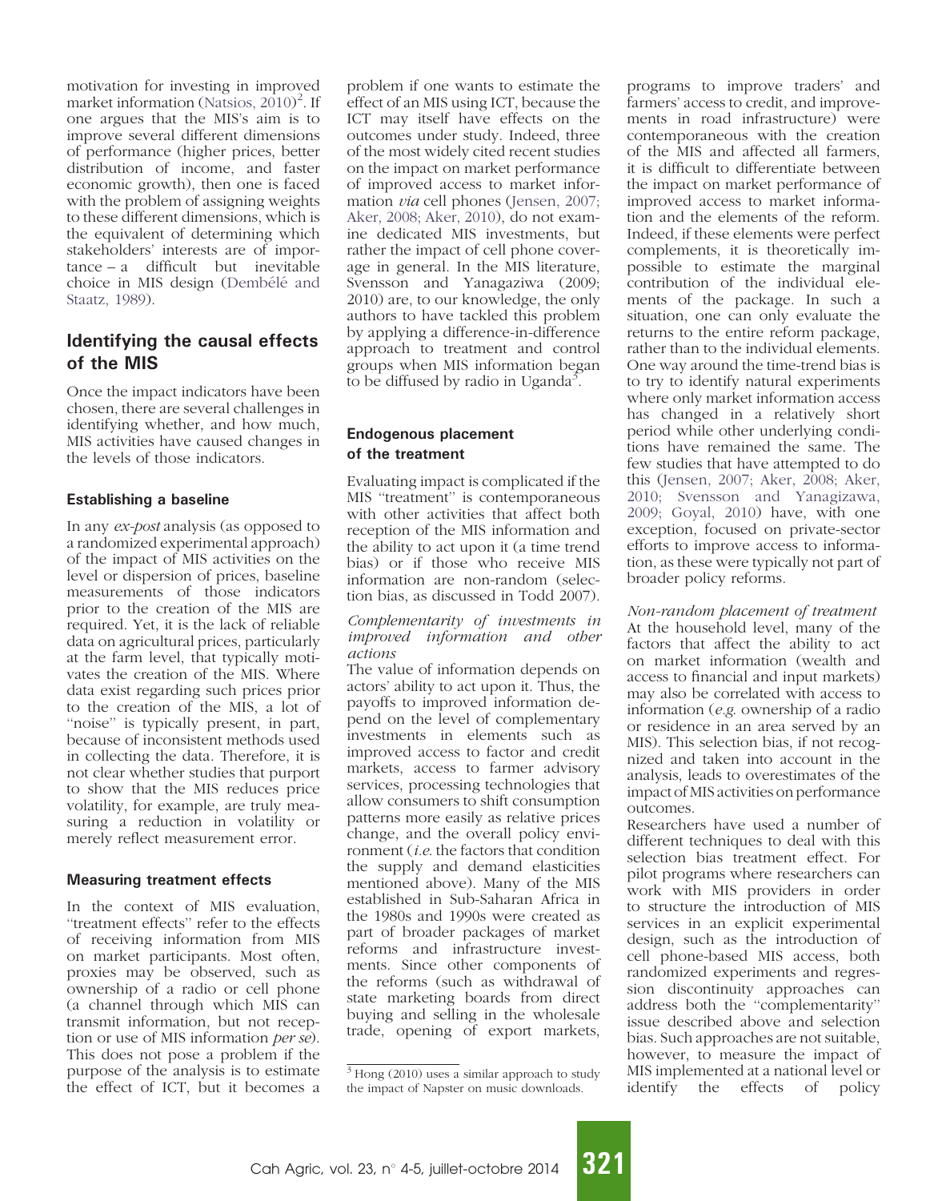motivation for investing in improved market information (Natsios, 2010)[2]. If one argues that the MIS's aim is to improve several different dimensions of performance (higher prices, better distribution of income, and faster economic growth), then one is faced with the problem of assigning weights to these different dimensions, which is the equivalent of determining which stakeholders' interests are of importance – a difficult but inevitable choice in MIS design (Dembélé and Staatz, 1989).

## Identifying the causal effects of the MIS

Once the impact indicators have been chosen, there are several challenges in identifying whether, and how much, MIS activities have caused changes in the levels of those indicators.

### Establishing a baseline

In any *ex-post* analysis (as opposed to a randomized experimental approach) of the impact of MIS activities on the level or dispersion of prices, baseline measurements of those indicators prior to the creation of the MIS are required. Yet, it is the lack of reliable data on agricultural prices, particularly at the farm level, that typically motivates the creation of the MIS. Where data exist regarding such prices prior to the creation of the MIS, a lot of "noise" is typically present, in part, because of inconsistent methods used in collecting the data. Therefore, it is not clear whether studies that purport to show that the MIS reduces price volatility, for example, are truly measuring a reduction in volatility or merely reflect measurement error.

### Measuring treatment effects

In the context of MIS evaluation, "treatment effects" refer to the effects of receiving information from MIS on market participants. Most often, proxies may be observed, such as ownership of a radio or cell phone (a channel through which MIS can transmit information, but not reception or use of MIS information *per se*). This does not pose a problem if the purpose of the analysis is to estimate the effect of ICT, but it becomes a problem if one wants to estimate the effect of an MIS using ICT, because the ICT may itself have effects on the outcomes under study. Indeed, three of the most widely cited recent studies on the impact on market performance of improved access to market information *via* cell phones (Jensen, 2007; Aker, 2008; Aker, 2010), do not examine dedicated MIS investments, but rather the impact of cell phone coverage in general. In the MIS literature, Svensson and Yanagaziwa (2009; 2010) are, to our knowledge, the only authors to have tackled this problem by applying a difference-in-difference approach to treatment and control groups when MIS information began to be diffused by radio in Uganda[3].

### Endogenous placement of the treatment

Evaluating impact is complicated if the MIS "treatment" is contemporaneous with other activities that affect both reception of the MIS information and the ability to act upon it (a time trend bias) or if those who receive MIS information are non-random (selection bias, as discussed in Todd 2007).

*Complementarity of investments in improved information and other actions*

The value of information depends on actors' ability to act upon it. Thus, the payoffs to improved information depend on the level of complementary investments in elements such as improved access to factor and credit markets, access to farmer advisory services, processing technologies that allow consumers to shift consumption patterns more easily as relative prices change, and the overall policy environment (*i.e.* the factors that condition the supply and demand elasticities mentioned above). Many of the MIS established in Sub-Saharan Africa in the 1980s and 1990s were created as part of broader packages of market reforms and infrastructure investments. Since other components of the reforms (such as withdrawal of state marketing boards from direct buying and selling in the wholesale trade, opening of export markets, programs to improve traders' and farmers' access to credit, and improvements in road infrastructure) were contemporaneous with the creation of the MIS and affected all farmers, it is difficult to differentiate between the impact on market performance of improved access to market information and the elements of the reform. Indeed, if these elements were perfect complements, it is theoretically impossible to estimate the marginal contribution of the individual elements of the package. In such a situation, one can only evaluate the returns to the entire reform package, rather than to the individual elements. One way around the time-trend bias is to try to identify natural experiments where only market information access has changed in a relatively short period while other underlying conditions have remained the same. The few studies that have attempted to do this (Jensen, 2007; Aker, 2008; Aker, 2010; Svensson and Yanagizawa, 2009; Goyal, 2010) have, with one exception, focused on private-sector efforts to improve access to information, as these were typically not part of broader policy reforms.

*Non-random placement of treatment*

At the household level, many of the factors that affect the ability to act on market information (wealth and access to financial and input markets) may also be correlated with access to information (*e.g.* ownership of a radio or residence in an area served by an MIS). This selection bias, if not recognized and taken into account in the analysis, leads to overestimates of the impact of MIS activities on performance outcomes.

Researchers have used a number of different techniques to deal with this selection bias treatment effect. For pilot programs where researchers can work with MIS providers in order to structure the introduction of MIS services in an explicit experimental design, such as the introduction of cell phone-based MIS access, both randomized experiments and regression discontinuity approaches can address both the "complementarity" issue described above and selection bias. Such approaches are not suitable, however, to measure the impact of MIS implemented at a national level or identify the effects of policy

[3] Hong (2010) uses a similar approach to study the impact of Napster on music downloads.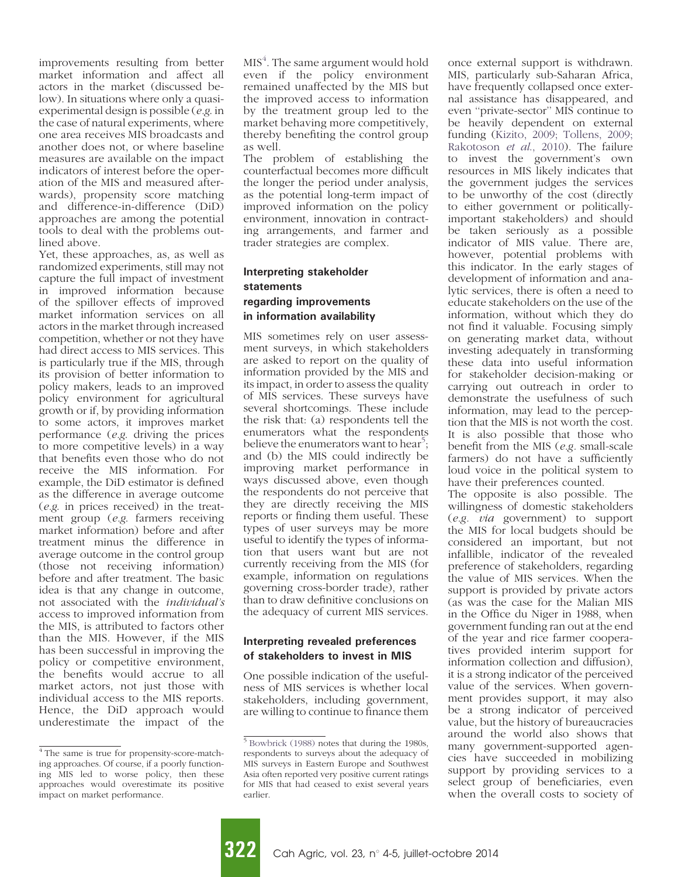improvements resulting from better market information and affect all actors in the market (discussed below). In situations where only a quasi-experimental design is possible (*e.g.* in the case of natural experiments, where one area receives MIS broadcasts and another does not, or where baseline measures are available on the impact indicators of interest before the operation of the MIS and measured afterwards), propensity score matching and difference-in-difference (DiD) approaches are among the potential tools to deal with the problems outlined above.

Yet, these approaches, as, as well as randomized experiments, still may not capture the full impact of investment in improved information because of the spillover effects of improved market information services on all actors in the market through increased competition, whether or not they have had direct access to MIS services. This is particularly true if the MIS, through its provision of better information to policy makers, leads to an improved policy environment for agricultural growth or if, by providing information to some actors, it improves market performance (*e.g.* driving the prices to more competitive levels) in a way that benefits even those who do not receive the MIS information. For example, the DiD estimator is defined as the difference in average outcome (*e.g.* in prices received) in the treatment group (*e.g.* farmers receiving market information) before and after treatment minus the difference in average outcome in the control group (those not receiving information) before and after treatment. The basic idea is that any change in outcome, not associated with the *individual's* access to improved information from the MIS, is attributed to factors other than the MIS. However, if the MIS has been successful in improving the policy or competitive environment, the benefits would accrue to all market actors, not just those with individual access to the MIS reports. Hence, the DiD approach would underestimate the impact of the MIS[4]. The same argument would hold even if the policy environment remained unaffected by the MIS but the improved access to information by the treatment group led to the market behaving more competitively, thereby benefiting the control group as well.

The problem of establishing the counterfactual becomes more difficult the longer the period under analysis, as the potential long-term impact of improved information on the policy environment, innovation in contracting arrangements, and farmer and trader strategies are complex.

### Interpreting stakeholder statements regarding improvements in information availability

MIS sometimes rely on user assessment surveys, in which stakeholders are asked to report on the quality of information provided by the MIS and its impact, in order to assess the quality of MIS services. These surveys have several shortcomings. These include the risk that: (a) respondents tell the enumerators what the respondents believe the enumerators want to hear[5]; and (b) the MIS could indirectly be improving market performance in ways discussed above, even though the respondents do not perceive that they are directly receiving the MIS reports or finding them useful. These types of user surveys may be more useful to identify the types of information that users want but are not currently receiving from the MIS (for example, information on regulations governing cross-border trade), rather than to draw definitive conclusions on the adequacy of current MIS services.

### Interpreting revealed preferences of stakeholders to invest in MIS

One possible indication of the usefulness of MIS services is whether local stakeholders, including government, are willing to continue to finance them once external support is withdrawn. MIS, particularly sub-Saharan Africa, have frequently collapsed once external assistance has disappeared, and even "private-sector" MIS continue to be heavily dependent on external funding (Kizito, 2009; Tollens, 2009; Rakotoson *et al.*, 2010). The failure to invest the government's own resources in MIS likely indicates that the government judges the services to be unworthy of the cost (directly to either government or politically-important stakeholders) and should be taken seriously as a possible indicator of MIS value. There are, however, potential problems with this indicator. In the early stages of development of information and analytic services, there is often a need to educate stakeholders on the use of the information, without which they do not find it valuable. Focusing simply on generating market data, without investing adequately in transforming these data into useful information for stakeholder decision-making or carrying out outreach in order to demonstrate the usefulness of such information, may lead to the perception that the MIS is not worth the cost. It is also possible that those who benefit from the MIS (*e.g.* small-scale farmers) do not have a sufficiently loud voice in the political system to have their preferences counted.

The opposite is also possible. The willingness of domestic stakeholders (*e.g. via* government) to support the MIS for local budgets should be considered an important, but not infallible, indicator of the revealed preference of stakeholders, regarding the value of MIS services. When the support is provided by private actors (as was the case for the Malian MIS in the Office du Niger in 1988, when government funding ran out at the end of the year and rice farmer cooperatives provided interim support for information collection and diffusion), it is a strong indicator of the perceived value of the services. When government provides support, it may also be a strong indicator of perceived value, but the history of bureaucracies around the world also shows that many government-supported agencies have succeeded in mobilizing support by providing services to a select group of beneficiaries, even when the overall costs to society of

---

[4] The same is true for propensity-score-matching approaches. Of course, if a poorly functioning MIS led to worse policy, then these approaches would overestimate its positive impact on market performance.

[5] Bowbrick (1988) notes that during the 1980s, respondents to surveys about the adequacy of MIS surveys in Eastern Europe and Southwest Asia often reported very positive current ratings for MIS that had ceased to exist several years earlier.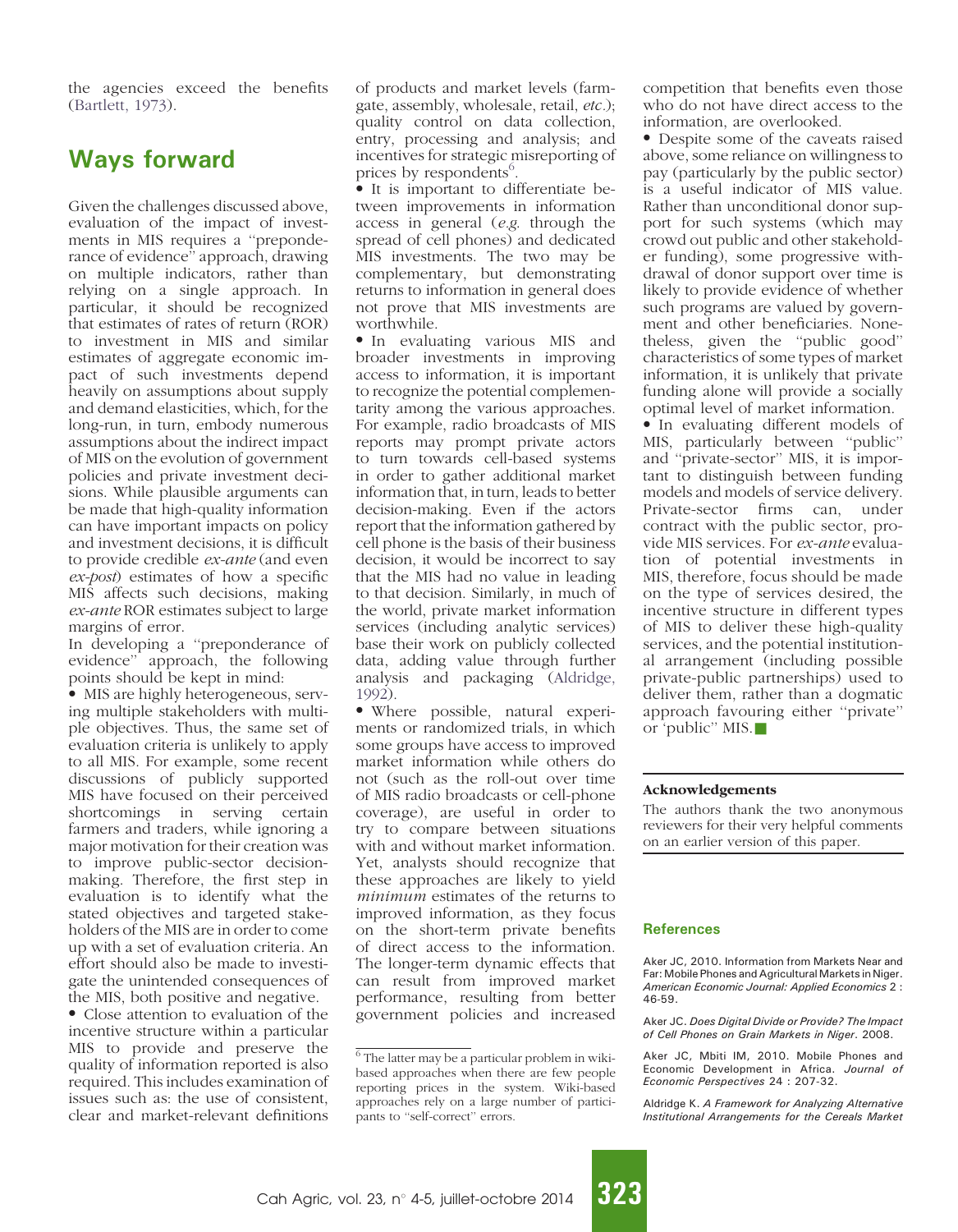the agencies exceed the benefits (Bartlett, 1973).

## Ways forward

Given the challenges discussed above, evaluation of the impact of investments in MIS requires a "preponderance of evidence" approach, drawing on multiple indicators, rather than relying on a single approach. In particular, it should be recognized that estimates of rates of return (ROR) to investment in MIS and similar estimates of aggregate economic impact of such investments depend heavily on assumptions about supply and demand elasticities, which, for the long-run, in turn, embody numerous assumptions about the indirect impact of MIS on the evolution of government policies and private investment decisions. While plausible arguments can be made that high-quality information can have important impacts on policy and investment decisions, it is difficult to provide credible *ex-ante* (and even *ex-post*) estimates of how a specific MIS affects such decisions, making *ex-ante* ROR estimates subject to large margins of error.

In developing a "preponderance of evidence" approach, the following points should be kept in mind:

- MIS are highly heterogeneous, serving multiple stakeholders with multiple objectives. Thus, the same set of evaluation criteria is unlikely to apply to all MIS. For example, some recent discussions of publicly supported MIS have focused on their perceived shortcomings in serving certain farmers and traders, while ignoring a major motivation for their creation was to improve public-sector decision-making. Therefore, the first step in evaluation is to identify what the stated objectives and targeted stakeholders of the MIS are in order to come up with a set of evaluation criteria. An effort should also be made to investigate the unintended consequences of the MIS, both positive and negative.
- Close attention to evaluation of the incentive structure within a particular MIS to provide and preserve the quality of information reported is also required. This includes examination of issues such as: the use of consistent, clear and market-relevant definitions of products and market levels (farm-gate, assembly, wholesale, retail, *etc.*); quality control on data collection, entry, processing and analysis; and incentives for strategic misreporting of prices by respondents[6].
- It is important to differentiate between improvements in information access in general (*e.g.* through the spread of cell phones) and dedicated MIS investments. The two may be complementary, but demonstrating returns to information in general does not prove that MIS investments are worthwhile.
- In evaluating various MIS and broader investments in improving access to information, it is important to recognize the potential complementarity among the various approaches. For example, radio broadcasts of MIS reports may prompt private actors to turn towards cell-based systems in order to gather additional market information that, in turn, leads to better decision-making. Even if the actors report that the information gathered by cell phone is the basis of their business decision, it would be incorrect to say that the MIS had no value in leading to that decision. Similarly, in much of the world, private market information services (including analytic services) base their work on publicly collected data, adding value through further analysis and packaging (Aldridge, 1992).
- Where possible, natural experiments or randomized trials, in which some groups have access to improved market information while others do not (such as the roll-out over time of MIS radio broadcasts or cell-phone coverage), are useful in order to try to compare between situations with and without market information. Yet, analysts should recognize that these approaches are likely to yield *minimum* estimates of the returns to improved information, as they focus on the short-term private benefits of direct access to the information. The longer-term dynamic effects that can result from improved market performance, resulting from better government policies and increased competition that benefits even those who do not have direct access to the information, are overlooked.
- Despite some of the caveats raised above, some reliance on willingness to pay (particularly by the public sector) is a useful indicator of MIS value. Rather than unconditional donor support for such systems (which may crowd out public and other stakeholder funding), some progressive withdrawal of donor support over time is likely to provide evidence of whether such programs are valued by government and other beneficiaries. Nonetheless, given the "public good" characteristics of some types of market information, it is unlikely that private funding alone will provide a socially optimal level of market information.
- In evaluating different models of MIS, particularly between "public" and "private-sector" MIS, it is important to distinguish between funding models and models of service delivery. Private-sector firms can, under contract with the public sector, provide MIS services. For *ex-ante* evaluation of potential investments in MIS, therefore, focus should be made on the type of services desired, the incentive structure in different types of MIS to deliver these high-quality services, and the potential institutional arrangement (including possible private-public partnerships) used to deliver them, rather than a dogmatic approach favouring either "private" or 'public" MIS.

[6] The latter may be a particular problem in wiki-based approaches when there are few people reporting prices in the system. Wiki-based approaches rely on a large number of participants to "self-correct" errors.

#### Acknowledgements

The authors thank the two anonymous reviewers for their very helpful comments on an earlier version of this paper.

### References

Aker JC, 2010. Information from Markets Near and Far: Mobile Phones and Agricultural Markets in Niger. *American Economic Journal: Applied Economics* 2 : 46-59.

Aker JC. *Does Digital Divide or Provide? The Impact of Cell Phones on Grain Markets in Niger*. 2008.

Aker JC, Mbiti IM, 2010. Mobile Phones and Economic Development in Africa. *Journal of Economic Perspectives* 24 : 207-32.

Aldridge K. *A Framework for Analyzing Alternative Institutional Arrangements for the Cereals Market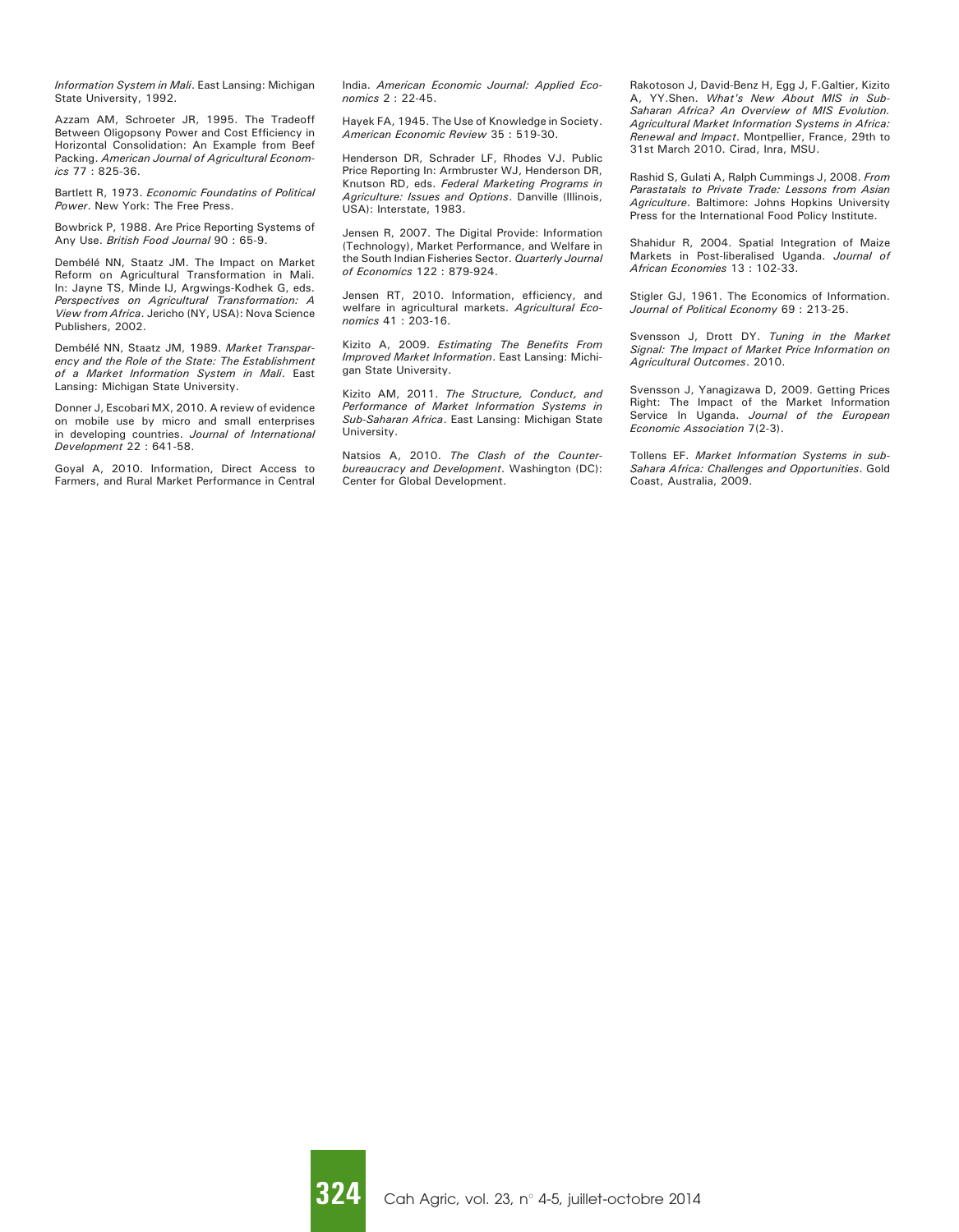*Information System in Mali*. East Lansing: Michigan State University, 1992.

Azzam AM, Schroeter JR, 1995. The Tradeoff Between Oligopsony Power and Cost Efficiency in Horizontal Consolidation: An Example from Beef Packing. *American Journal of Agricultural Economics* 77 : 825-36.

Bartlett R, 1973. *Economic Foundatins of Political Power*. New York: The Free Press.

Bowbrick P, 1988. Are Price Reporting Systems of Any Use. *British Food Journal* 90 : 65-9.

Dembélé NN, Staatz JM. The Impact on Market Reform on Agricultural Transformation in Mali. In: Jayne TS, Minde IJ, Argwings-Kodhek G, eds. *Perspectives on Agricultural Transformation: A View from Africa*. Jericho (NY, USA): Nova Science Publishers, 2002.

Dembélé NN, Staatz JM, 1989. *Market Transparency and the Role of the State: The Establishment of a Market Information System in Mali*. East Lansing: Michigan State University.

Donner J, Escobari MX, 2010. A review of evidence on mobile use by micro and small enterprises in developing countries. *Journal of International Development* 22 : 641-58.

Goyal A, 2010. Information, Direct Access to Farmers, and Rural Market Performance in Central India. *American Economic Journal: Applied Economics* 2 : 22-45.

Hayek FA, 1945. The Use of Knowledge in Society. *American Economic Review* 35 : 519-30.

Henderson DR, Schrader LF, Rhodes VJ. Public Price Reporting In: Armbruster WJ, Henderson DR, Knutson RD, eds. *Federal Marketing Programs in Agriculture: Issues and Options*. Danville (Illinois, USA): Interstate, 1983.

Jensen R, 2007. The Digital Provide: Information (Technology), Market Performance, and Welfare in the South Indian Fisheries Sector. *Quarterly Journal of Economics* 122 : 879-924.

Jensen RT, 2010. Information, efficiency, and welfare in agricultural markets. *Agricultural Economics* 41 : 203-16.

Kizito A, 2009. *Estimating The Benefits From Improved Market Information*. East Lansing: Michigan State University.

Kizito AM, 2011. *The Structure, Conduct, and Performance of Market Information Systems in Sub-Saharan Africa*. East Lansing: Michigan State University.

Natsios A, 2010. *The Clash of the Counter-bureaucracy and Development*. Washington (DC): Center for Global Development.

Rakotoson J, David-Benz H, Egg J, F.Galtier, Kizito A, YY.Shen. *What's New About MIS in Sub-Saharan Africa? An Overview of MIS Evolution. Agricultural Market Information Systems in Africa: Renewal and Impact*. Montpellier, France, 29th to 31st March 2010. Cirad, Inra, MSU.

Rashid S, Gulati A, Ralph Cummings J, 2008. *From Parastatals to Private Trade: Lessons from Asian Agriculture*. Baltimore: Johns Hopkins University Press for the International Food Policy Institute.

Shahidur R, 2004. Spatial Integration of Maize Markets in Post-liberalised Uganda. *Journal of African Economies* 13 : 102-33.

Stigler GJ, 1961. The Economics of Information. *Journal of Political Economy* 69 : 213-25.

Svensson J, Drott DY. *Tuning in the Market Signal: The Impact of Market Price Information on Agricultural Outcomes*. 2010.

Svensson J, Yanagizawa D, 2009. Getting Prices Right: The Impact of the Market Information Service In Uganda. *Journal of the European Economic Association* 7(2-3).

Tollens EF. *Market Information Systems in sub-Sahara Africa: Challenges and Opportunities*. Gold Coast, Australia, 2009.